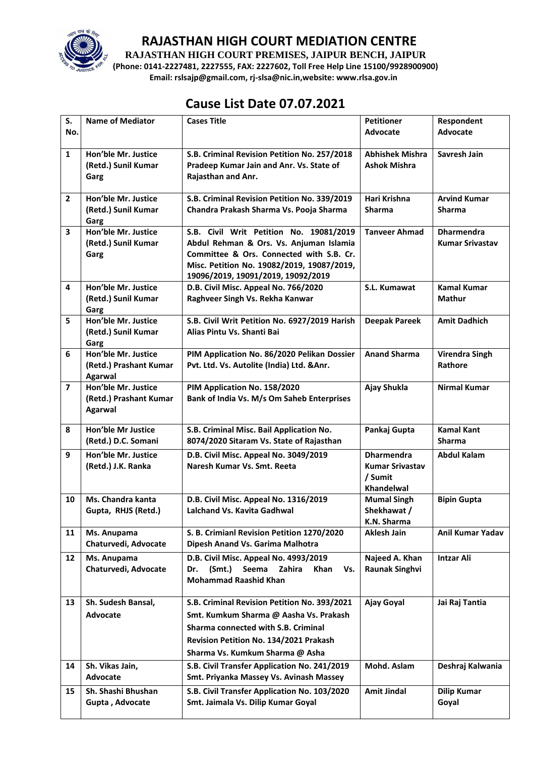# RAJASTHAN HIGH COURT MEDIATION CENTRE

**RAJASTHAN HIGH COURT PREMISES, JAIPUR BENCH, JAIPUR**

**(Phone: 0141-2227481, 2227555, FAX: 2227602, Toll Free Help Line 15100/9928900900)**

**Email: rslsajp@gmail.com, rj-slsa@nic.in,website: www.rlsa.gov.in**

## Cause List Date 07.07.2021

| S. No. | Name of Mediator | Cases Title | Petitioner Advocate | Respondent Advocate |
|---|---|---|---|---|
| 1 | Hon'ble Mr. Justice (Retd.) Sunil Kumar Garg | S.B. Criminal Revision Petition No. 257/2018 Pradeep Kumar Jain and Anr. Vs. State of Rajasthan and Anr. | Abhishek Mishra Ashok Mishra | Savresh Jain |
| 2 | Hon'ble Mr. Justice (Retd.) Sunil Kumar Garg | S.B. Criminal Revision Petition No. 339/2019 Chandra Prakash Sharma Vs. Pooja Sharma | Hari Krishna Sharma | Arvind Kumar Sharma |
| 3 | Hon'ble Mr. Justice (Retd.) Sunil Kumar Garg | S.B. Civil Writ Petition No. 19081/2019 Abdul Rehman & Ors. Vs. Anjuman Islamia Committee & Ors. Connected with S.B. Cr. Misc. Petition No. 19082/2019, 19087/2019, 19096/2019, 19091/2019, 19092/2019 | Tanveer Ahmad | Dharmendra Kumar Srivastav |
| 4 | Hon'ble Mr. Justice (Retd.) Sunil Kumar Garg | D.B. Civil Misc. Appeal No. 766/2020 Raghveer Singh Vs. Rekha Kanwar | S.L. Kumawat | Kamal Kumar Mathur |
| 5 | Hon'ble Mr. Justice (Retd.) Sunil Kumar Garg | S.B. Civil Writ Petition No. 6927/2019 Harish Alias Pintu Vs. Shanti Bai | Deepak Pareek | Amit Dadhich |
| 6 | Hon'ble Mr. Justice (Retd.) Prashant Kumar Agarwal | PIM Application No. 86/2020 Pelikan Dossier Pvt. Ltd. Vs. Autolite (India) Ltd. &Anr. | Anand Sharma | Virendra Singh Rathore |
| 7 | Hon'ble Mr. Justice (Retd.) Prashant Kumar Agarwal | PIM Application No. 158/2020 Bank of India Vs. M/s Om Saheb Enterprises | Ajay Shukla | Nirmal Kumar |
| 8 | Hon'ble Mr Justice (Retd.) D.C. Somani | S.B. Criminal Misc. Bail Application No. 8074/2020 Sitaram Vs. State of Rajasthan | Pankaj Gupta | Kamal Kant Sharma |
| 9 | Hon'ble Mr. Justice (Retd.) J.K. Ranka | D.B. Civil Misc. Appeal No. 3049/2019 Naresh Kumar Vs. Smt. Reeta | Dharmendra Kumar Srivastav / Sumit Khandelwal | Abdul Kalam |
| 10 | Ms. Chandra kanta Gupta, RHJS (Retd.) | D.B. Civil Misc. Appeal No. 1316/2019 Lalchand Vs. Kavita Gadhwal | Mumal Singh Shekhawat / K.N. Sharma | Bipin Gupta |
| 11 | Ms. Anupama Chaturvedi, Advocate | S. B. Crimianl Revision Petition 1270/2020 Dipesh Anand Vs. Garima Malhotra | Aklesh Jain | Anil Kumar Yadav |
| 12 | Ms. Anupama Chaturvedi, Advocate | D.B. Civil Misc. Appeal No. 4993/2019 Dr. (Smt.) Seema Zahira Khan Vs. Mohammad Raashid Khan | Najeed A. Khan Raunak Singhvi | Intzar Ali |
| 13 | Sh. Sudesh Bansal, Advocate | S.B. Criminal Revision Petition No. 393/2021 Smt. Kumkum Sharma @ Aasha Vs. Prakash Sharma connected with S.B. Criminal Revision Petition No. 134/2021 Prakash Sharma Vs. Kumkum Sharma @ Asha | Ajay Goyal | Jai Raj Tantia |
| 14 | Sh. Vikas Jain, Advocate | S.B. Civil Transfer Application No. 241/2019 Smt. Priyanka Massey Vs. Avinash Massey | Mohd. Aslam | Deshraj Kalwania |
| 15 | Sh. Shashi Bhushan Gupta , Advocate | S.B. Civil Transfer Application No. 103/2020 Smt. Jaimala Vs. Dilip Kumar Goyal | Amit Jindal | Dilip Kumar Goyal |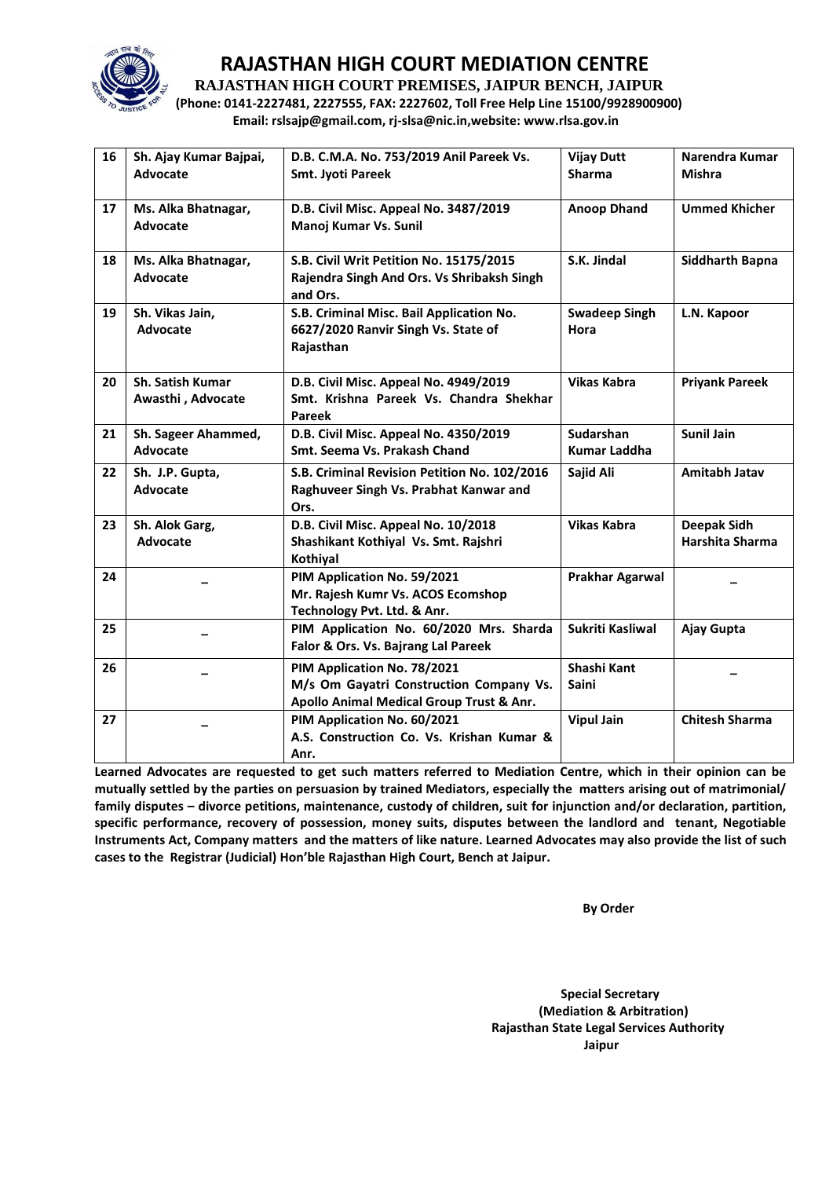# RAJASTHAN HIGH COURT MEDIATION CENTRE

**RAJASTHAN HIGH COURT PREMISES, JAIPUR BENCH, JAIPUR**

**(Phone: 0141-2227481, 2227555, FAX: 2227602, Toll Free Help Line 15100/9928900900)**

**Email: rslsajp@gmail.com, rj-slsa@nic.in,website: www.rlsa.gov.in**

| | | | | |
|---|---|---|---|---|
| 16 | Sh. Ajay Kumar Bajpai, Advocate | D.B. C.M.A. No. 753/2019 Anil Pareek Vs. Smt. Jyoti Pareek | Vijay Dutt Sharma | Narendra Kumar Mishra |
| 17 | Ms. Alka Bhatnagar, Advocate | D.B. Civil Misc. Appeal No. 3487/2019 Manoj Kumar Vs. Sunil | Anoop Dhand | Ummed Khicher |
| 18 | Ms. Alka Bhatnagar, Advocate | S.B. Civil Writ Petition No. 15175/2015 Rajendra Singh And Ors. Vs Shribaksh Singh and Ors. | S.K. Jindal | Siddharth Bapna |
| 19 | Sh. Vikas Jain, Advocate | S.B. Criminal Misc. Bail Application No. 6627/2020 Ranvir Singh Vs. State of Rajasthan | Swadeep Singh Hora | L.N. Kapoor |
| 20 | Sh. Satish Kumar Awasthi , Advocate | D.B. Civil Misc. Appeal No. 4949/2019 Smt. Krishna Pareek Vs. Chandra Shekhar Pareek | Vikas Kabra | Priyank Pareek |
| 21 | Sh. Sageer Ahammed, Advocate | D.B. Civil Misc. Appeal No. 4350/2019 Smt. Seema Vs. Prakash Chand | Sudarshan Kumar Laddha | Sunil Jain |
| 22 | Sh. J.P. Gupta, Advocate | S.B. Criminal Revision Petition No. 102/2016 Raghuveer Singh Vs. Prabhat Kanwar and Ors. | Sajid Ali | Amitabh Jatav |
| 23 | Sh. Alok Garg, Advocate | D.B. Civil Misc. Appeal No. 10/2018 Shashikant Kothiyal Vs. Smt. Rajshri Kothiyal | Vikas Kabra | Deepak Sidh Harshita Sharma |
| 24 | – | PIM Application No. 59/2021 Mr. Rajesh Kumr Vs. ACOS Ecomshop Technology Pvt. Ltd. & Anr. | Prakhar Agarwal | – |
| 25 | – | PIM Application No. 60/2020 Mrs. Sharda Falor & Ors. Vs. Bajrang Lal Pareek | Sukriti Kasliwal | Ajay Gupta |
| 26 | – | PIM Application No. 78/2021 M/s Om Gayatri Construction Company Vs. Apollo Animal Medical Group Trust & Anr. | Shashi Kant Saini | – |
| 27 | – | PIM Application No. 60/2021 A.S. Construction Co. Vs. Krishan Kumar & Anr. | Vipul Jain | Chitesh Sharma |

**Learned Advocates are requested to get such matters referred to Mediation Centre, which in their opinion can be mutually settled by the parties on persuasion by trained Mediators, especially the matters arising out of matrimonial/ family disputes – divorce petitions, maintenance, custody of children, suit for injunction and/or declaration, partition, specific performance, recovery of possession, money suits, disputes between the landlord and tenant, Negotiable Instruments Act, Company matters and the matters of like nature. Learned Advocates may also provide the list of such cases to the Registrar (Judicial) Hon'ble Rajasthan High Court, Bench at Jaipur.**

**By Order**

**Special Secretary**
**(Mediation & Arbitration)**
**Rajasthan State Legal Services Authority**
**Jaipur**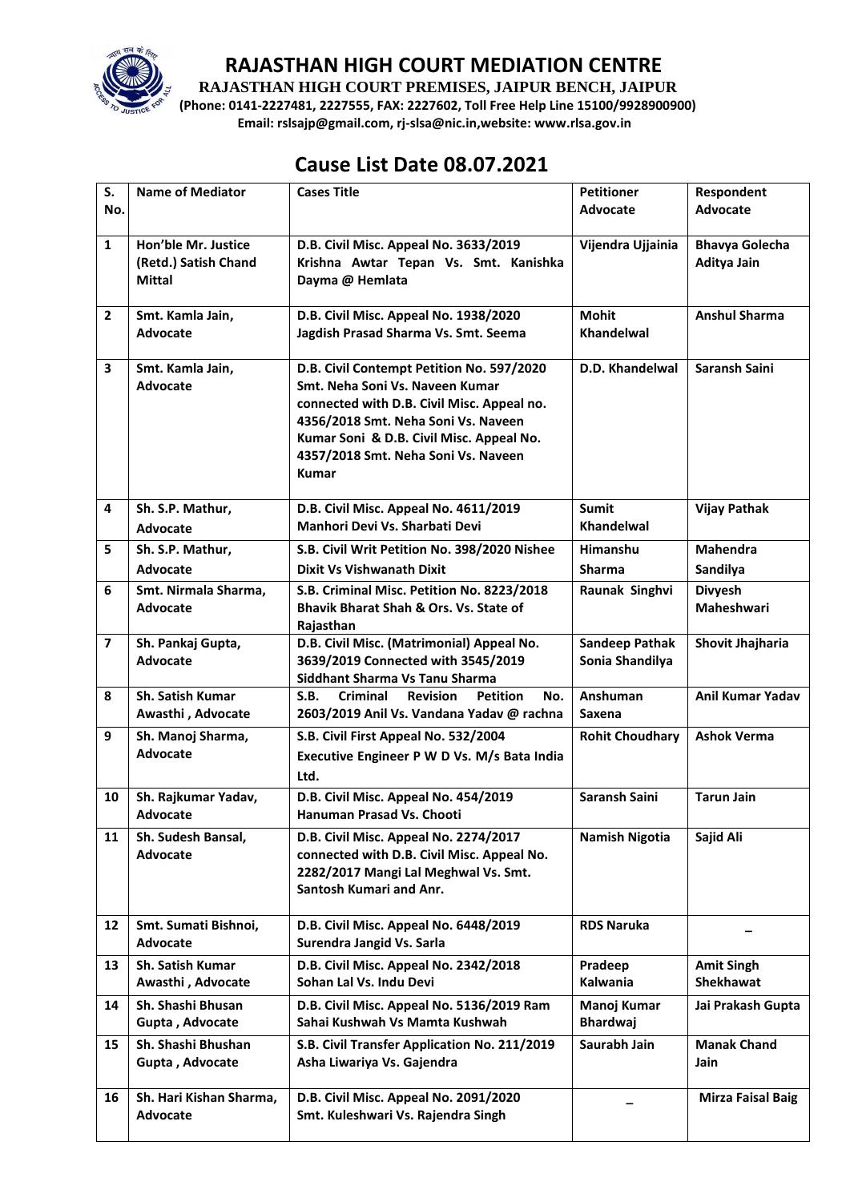# RAJASTHAN HIGH COURT MEDIATION CENTRE

**RAJASTHAN HIGH COURT PREMISES, JAIPUR BENCH, JAIPUR**

**(Phone: 0141-2227481, 2227555, FAX: 2227602, Toll Free Help Line 15100/9928900900)**

**Email: rslsajp@gmail.com, rj-slsa@nic.in,website: www.rlsa.gov.in**

## Cause List Date 08.07.2021

| S. No. | Name of Mediator | Cases Title | Petitioner Advocate | Respondent Advocate |
|---|---|---|---|---|
| 1 | Hon'ble Mr. Justice (Retd.) Satish Chand Mittal | D.B. Civil Misc. Appeal No. 3633/2019 Krishna Awtar Tepan Vs. Smt. Kanishka Dayma @ Hemlata | Vijendra Ujjainia | Bhavya Golecha Aditya Jain |
| 2 | Smt. Kamla Jain, Advocate | D.B. Civil Misc. Appeal No. 1938/2020 Jagdish Prasad Sharma Vs. Smt. Seema | Mohit Khandelwal | Anshul Sharma |
| 3 | Smt. Kamla Jain, Advocate | D.B. Civil Contempt Petition No. 597/2020 Smt. Neha Soni Vs. Naveen Kumar connected with D.B. Civil Misc. Appeal no. 4356/2018 Smt. Neha Soni Vs. Naveen Kumar Soni & D.B. Civil Misc. Appeal No. 4357/2018 Smt. Neha Soni Vs. Naveen Kumar | D.D. Khandelwal | Saransh Saini |
| 4 | Sh. S.P. Mathur, Advocate | D.B. Civil Misc. Appeal No. 4611/2019 Manhori Devi Vs. Sharbati Devi | Sumit Khandelwal | Vijay Pathak |
| 5 | Sh. S.P. Mathur, Advocate | S.B. Civil Writ Petition No. 398/2020 Nishee Dixit Vs Vishwanath Dixit | Himanshu Sharma | Mahendra Sandilya |
| 6 | Smt. Nirmala Sharma, Advocate | S.B. Criminal Misc. Petition No. 8223/2018 Bhavik Bharat Shah & Ors. Vs. State of Rajasthan | Raunak Singhvi | Divyesh Maheshwari |
| 7 | Sh. Pankaj Gupta, Advocate | D.B. Civil Misc. (Matrimonial) Appeal No. 3639/2019 Connected with 3545/2019 Siddhant Sharma Vs Tanu Sharma | Sandeep Pathak Sonia Shandilya | Shovit Jhajharia |
| 8 | Sh. Satish Kumar Awasthi , Advocate | S.B. Criminal Revision Petition No. 2603/2019 Anil Vs. Vandana Yadav @ rachna | Anshuman Saxena | Anil Kumar Yadav |
| 9 | Sh. Manoj Sharma, Advocate | S.B. Civil First Appeal No. 532/2004 Executive Engineer P W D Vs. M/s Bata India Ltd. | Rohit Choudhary | Ashok Verma |
| 10 | Sh. Rajkumar Yadav, Advocate | D.B. Civil Misc. Appeal No. 454/2019 Hanuman Prasad Vs. Chooti | Saransh Saini | Tarun Jain |
| 11 | Sh. Sudesh Bansal, Advocate | D.B. Civil Misc. Appeal No. 2274/2017 connected with D.B. Civil Misc. Appeal No. 2282/2017 Mangi Lal Meghwal Vs. Smt. Santosh Kumari and Anr. | Namish Nigotia | Sajid Ali |
| 12 | Smt. Sumati Bishnoi, Advocate | D.B. Civil Misc. Appeal No. 6448/2019 Surendra Jangid Vs. Sarla | RDS Naruka | – |
| 13 | Sh. Satish Kumar Awasthi , Advocate | D.B. Civil Misc. Appeal No. 2342/2018 Sohan Lal Vs. Indu Devi | Pradeep Kalwania | Amit Singh Shekhawat |
| 14 | Sh. Shashi Bhusan Gupta , Advocate | D.B. Civil Misc. Appeal No. 5136/2019 Ram Sahai Kushwah Vs Mamta Kushwah | Manoj Kumar Bhardwaj | Jai Prakash Gupta |
| 15 | Sh. Shashi Bhushan Gupta , Advocate | S.B. Civil Transfer Application No. 211/2019 Asha Liwariya Vs. Gajendra | Saurabh Jain | Manak Chand Jain |
| 16 | Sh. Hari Kishan Sharma, Advocate | D.B. Civil Misc. Appeal No. 2091/2020 Smt. Kuleshwari Vs. Rajendra Singh | – | Mirza Faisal Baig |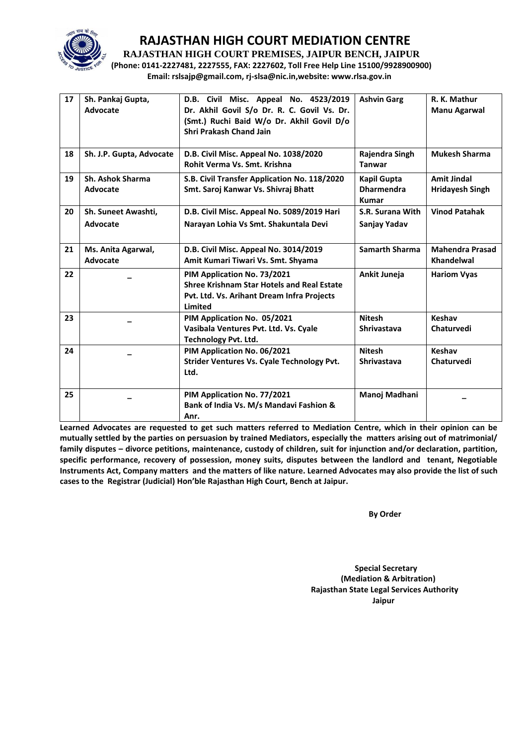# RAJASTHAN HIGH COURT MEDIATION CENTRE

**RAJASTHAN HIGH COURT PREMISES, JAIPUR BENCH, JAIPUR**

**(Phone: 0141-2227481, 2227555, FAX: 2227602, Toll Free Help Line 15100/9928900900)**

**Email: rslsajp@gmail.com, rj-slsa@nic.in,website: www.rlsa.gov.in**

| | | | | |
|---|---|---|---|---|
| **17** | **Sh. Pankaj Gupta, Advocate** | **D.B. Civil Misc. Appeal No. 4523/2019 Dr. Akhil Govil S/o Dr. R. C. Govil Vs. Dr. (Smt.) Ruchi Baid W/o Dr. Akhil Govil D/o Shri Prakash Chand Jain** | **Ashvin Garg** | **R. K. Mathur Manu Agarwal** |
| **18** | **Sh. J.P. Gupta, Advocate** | **D.B. Civil Misc. Appeal No. 1038/2020 Rohit Verma Vs. Smt. Krishna** | **Rajendra Singh Tanwar** | **Mukesh Sharma** |
| **19** | **Sh. Ashok Sharma Advocate** | **S.B. Civil Transfer Application No. 118/2020 Smt. Saroj Kanwar Vs. Shivraj Bhatt** | **Kapil Gupta Dharmendra Kumar** | **Amit Jindal Hridayesh Singh** |
| **20** | **Sh. Suneet Awashti, Advocate** | **D.B. Civil Misc. Appeal No. 5089/2019 Hari Narayan Lohia Vs Smt. Shakuntala Devi** | **S.R. Surana With Sanjay Yadav** | **Vinod Patahak** |
| **21** | **Ms. Anita Agarwal, Advocate** | **D.B. Civil Misc. Appeal No. 3014/2019 Amit Kumari Tiwari Vs. Smt. Shyama** | **Samarth Sharma** | **Mahendra Prasad Khandelwal** |
| **22** | **–** | **PIM Application No. 73/2021 Shree Krishnam Star Hotels and Real Estate Pvt. Ltd. Vs. Arihant Dream Infra Projects Limited** | **Ankit Juneja** | **Hariom Vyas** |
| **23** | **–** | **PIM Application No. 05/2021 Vasibala Ventures Pvt. Ltd. Vs. Cyale Technology Pvt. Ltd.** | **Nitesh Shrivastava** | **Keshav Chaturvedi** |
| **24** | **–** | **PIM Application No. 06/2021 Strider Ventures Vs. Cyale Technology Pvt. Ltd.** | **Nitesh Shrivastava** | **Keshav Chaturvedi** |
| **25** | **–** | **PIM Application No. 77/2021 Bank of India Vs. M/s Mandavi Fashion & Anr.** | **Manoj Madhani** | **–** |

**Learned Advocates are requested to get such matters referred to Mediation Centre, which in their opinion can be mutually settled by the parties on persuasion by trained Mediators, especially the matters arising out of matrimonial/ family disputes – divorce petitions, maintenance, custody of children, suit for injunction and/or declaration, partition, specific performance, recovery of possession, money suits, disputes between the landlord and tenant, Negotiable Instruments Act, Company matters and the matters of like nature. Learned Advocates may also provide the list of such cases to the Registrar (Judicial) Hon'ble Rajasthan High Court, Bench at Jaipur.**

**By Order**

**Special Secretary**
**(Mediation & Arbitration)**
**Rajasthan State Legal Services Authority**
**Jaipur**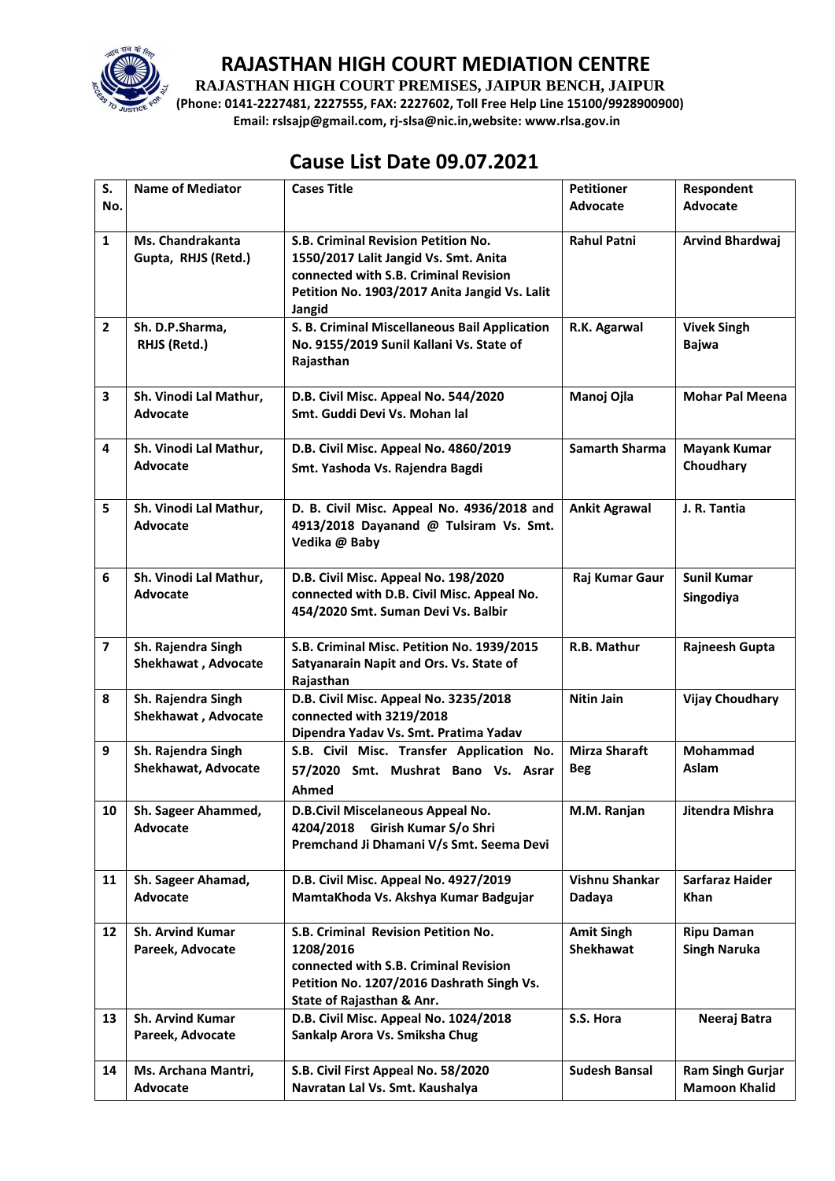# RAJASTHAN HIGH COURT MEDIATION CENTRE

**RAJASTHAN HIGH COURT PREMISES, JAIPUR BENCH, JAIPUR**

**(Phone: 0141-2227481, 2227555, FAX: 2227602, Toll Free Help Line 15100/9928900900)**

**Email: rslsajp@gmail.com, rj-slsa@nic.in,website: www.rlsa.gov.in**

## Cause List Date 09.07.2021

| S. No. | Name of Mediator | Cases Title | Petitioner Advocate | Respondent Advocate |
|---|---|---|---|---|
| 1 | Ms. Chandrakanta Gupta, RHJS (Retd.) | S.B. Criminal Revision Petition No. 1550/2017 Lalit Jangid Vs. Smt. Anita connected with S.B. Criminal Revision Petition No. 1903/2017 Anita Jangid Vs. Lalit Jangid | Rahul Patni | Arvind Bhardwaj |
| 2 | Sh. D.P.Sharma, RHJS (Retd.) | S. B. Criminal Miscellaneous Bail Application No. 9155/2019 Sunil Kallani Vs. State of Rajasthan | R.K. Agarwal | Vivek Singh Bajwa |
| 3 | Sh. Vinodi Lal Mathur, Advocate | D.B. Civil Misc. Appeal No. 544/2020 Smt. Guddi Devi Vs. Mohan lal | Manoj Ojla | Mohar Pal Meena |
| 4 | Sh. Vinodi Lal Mathur, Advocate | D.B. Civil Misc. Appeal No. 4860/2019 Smt. Yashoda Vs. Rajendra Bagdi | Samarth Sharma | Mayank Kumar Choudhary |
| 5 | Sh. Vinodi Lal Mathur, Advocate | D. B. Civil Misc. Appeal No. 4936/2018 and 4913/2018 Dayanand @ Tulsiram Vs. Smt. Vedika @ Baby | Ankit Agrawal | J. R. Tantia |
| 6 | Sh. Vinodi Lal Mathur, Advocate | D.B. Civil Misc. Appeal No. 198/2020 connected with D.B. Civil Misc. Appeal No. 454/2020 Smt. Suman Devi Vs. Balbir | Raj Kumar Gaur | Sunil Kumar Singodiya |
| 7 | Sh. Rajendra Singh Shekhawat , Advocate | S.B. Criminal Misc. Petition No. 1939/2015 Satyanarain Napit and Ors. Vs. State of Rajasthan | R.B. Mathur | Rajneesh Gupta |
| 8 | Sh. Rajendra Singh Shekhawat , Advocate | D.B. Civil Misc. Appeal No. 3235/2018 connected with 3219/2018 Dipendra Yadav Vs. Smt. Pratima Yadav | Nitin Jain | Vijay Choudhary |
| 9 | Sh. Rajendra Singh Shekhawat, Advocate | S.B. Civil Misc. Transfer Application No. 57/2020 Smt. Mushrat Bano Vs. Asrar Ahmed | Mirza Sharaft Beg | Mohammad Aslam |
| 10 | Sh. Sageer Ahammed, Advocate | D.B.Civil Miscelaneous Appeal No. 4204/2018 Girish Kumar S/o Shri Premchand Ji Dhamani V/s Smt. Seema Devi | M.M. Ranjan | Jitendra Mishra |
| 11 | Sh. Sageer Ahamad, Advocate | D.B. Civil Misc. Appeal No. 4927/2019 MamtaKhoda Vs. Akshya Kumar Badgujar | Vishnu Shankar Dadaya | Sarfaraz Haider Khan |
| 12 | Sh. Arvind Kumar Pareek, Advocate | S.B. Criminal Revision Petition No. 1208/2016 connected with S.B. Criminal Revision Petition No. 1207/2016 Dashrath Singh Vs. State of Rajasthan & Anr. | Amit Singh Shekhawat | Ripu Daman Singh Naruka |
| 13 | Sh. Arvind Kumar Pareek, Advocate | D.B. Civil Misc. Appeal No. 1024/2018 Sankalp Arora Vs. Smiksha Chug | S.S. Hora | Neeraj Batra |
| 14 | Ms. Archana Mantri, Advocate | S.B. Civil First Appeal No. 58/2020 Navratan Lal Vs. Smt. Kaushalya | Sudesh Bansal | Ram Singh Gurjar Mamoon Khalid |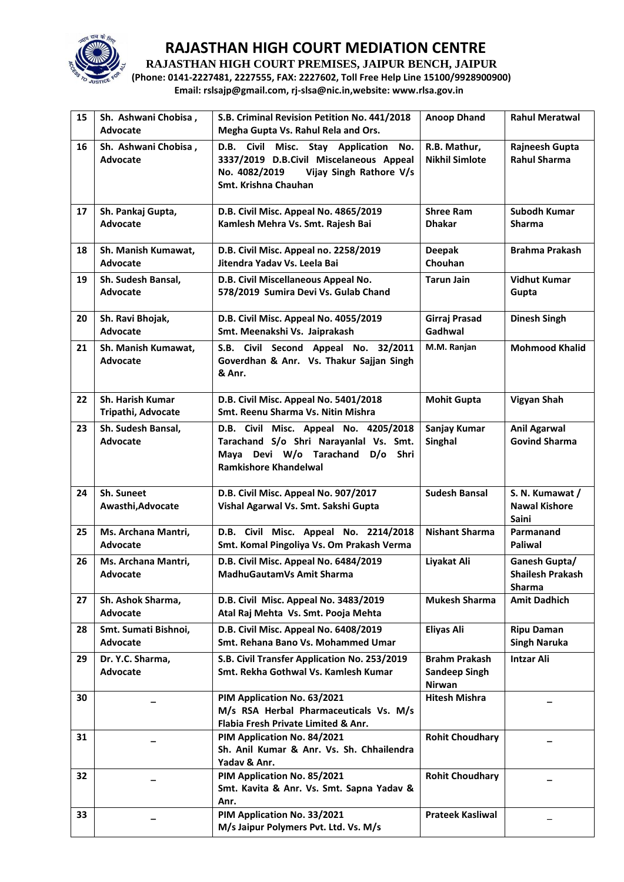# RAJASTHAN HIGH COURT MEDIATION CENTRE

**RAJASTHAN HIGH COURT PREMISES, JAIPUR BENCH, JAIPUR**

**(Phone: 0141-2227481, 2227555, FAX: 2227602, Toll Free Help Line 15100/9928900900)**

**Email: rslsajp@gmail.com, rj-slsa@nic.in,website: www.rlsa.gov.in**

| | | | | |
|---|---|---|---|---|
| 15 | Sh. Ashwani Chobisa , Advocate | S.B. Criminal Revision Petition No. 441/2018 Megha Gupta Vs. Rahul Rela and Ors. | Anoop Dhand | Rahul Meratwal |
| 16 | Sh. Ashwani Chobisa , Advocate | D.B. Civil Misc. Stay Application No. 3337/2019 D.B.Civil Miscelaneous Appeal No. 4082/2019 Vijay Singh Rathore V/s Smt. Krishna Chauhan | R.B. Mathur, Nikhil Simlote | Rajneesh Gupta Rahul Sharma |
| 17 | Sh. Pankaj Gupta, Advocate | D.B. Civil Misc. Appeal No. 4865/2019 Kamlesh Mehra Vs. Smt. Rajesh Bai | Shree Ram Dhakar | Subodh Kumar Sharma |
| 18 | Sh. Manish Kumawat, Advocate | D.B. Civil Misc. Appeal no. 2258/2019 Jitendra Yadav Vs. Leela Bai | Deepak Chouhan | Brahma Prakash |
| 19 | Sh. Sudesh Bansal, Advocate | D.B. Civil Miscellaneous Appeal No. 578/2019 Sumira Devi Vs. Gulab Chand | Tarun Jain | Vidhut Kumar Gupta |
| 20 | Sh. Ravi Bhojak, Advocate | D.B. Civil Misc. Appeal No. 4055/2019 Smt. Meenakshi Vs. Jaiprakash | Girraj Prasad Gadhwal | Dinesh Singh |
| 21 | Sh. Manish Kumawat, Advocate | S.B. Civil Second Appeal No. 32/2011 Goverdhan & Anr. Vs. Thakur Sajjan Singh & Anr. | M.M. Ranjan | Mohmood Khalid |
| 22 | Sh. Harish Kumar Tripathi, Advocate | D.B. Civil Misc. Appeal No. 5401/2018 Smt. Reenu Sharma Vs. Nitin Mishra | Mohit Gupta | Vigyan Shah |
| 23 | Sh. Sudesh Bansal, Advocate | D.B. Civil Misc. Appeal No. 4205/2018 Tarachand S/o Shri Narayanlal Vs. Smt. Maya Devi W/o Tarachand D/o Shri Ramkishore Khandelwal | Sanjay Kumar Singhal | Anil Agarwal Govind Sharma |
| 24 | Sh. Suneet Awasthi,Advocate | D.B. Civil Misc. Appeal No. 907/2017 Vishal Agarwal Vs. Smt. Sakshi Gupta | Sudesh Bansal | S. N. Kumawat / Nawal Kishore Saini |
| 25 | Ms. Archana Mantri, Advocate | D.B. Civil Misc. Appeal No. 2214/2018 Smt. Komal Pingoliya Vs. Om Prakash Verma | Nishant Sharma | Parmanand Paliwal |
| 26 | Ms. Archana Mantri, Advocate | D.B. Civil Misc. Appeal No. 6484/2019 MadhuGautamVs Amit Sharma | Liyakat Ali | Ganesh Gupta/ Shailesh Prakash Sharma |
| 27 | Sh. Ashok Sharma, Advocate | D.B. Civil Misc. Appeal No. 3483/2019 Atal Raj Mehta Vs. Smt. Pooja Mehta | Mukesh Sharma | Amit Dadhich |
| 28 | Smt. Sumati Bishnoi, Advocate | D.B. Civil Misc. Appeal No. 6408/2019 Smt. Rehana Bano Vs. Mohammed Umar | Eliyas Ali | Ripu Daman Singh Naruka |
| 29 | Dr. Y.C. Sharma, Advocate | S.B. Civil Transfer Application No. 253/2019 Smt. Rekha Gothwal Vs. Kamlesh Kumar | Brahm Prakash Sandeep Singh Nirwan | Intzar Ali |
| 30 | _ | PIM Application No. 63/2021 M/s RSA Herbal Pharmaceuticals Vs. M/s Flabia Fresh Private Limited & Anr. | Hitesh Mishra | _ |
| 31 | _ | PIM Application No. 84/2021 Sh. Anil Kumar & Anr. Vs. Sh. Chhailendra Yadav & Anr. | Rohit Choudhary | _ |
| 32 | _ | PIM Application No. 85/2021 Smt. Kavita & Anr. Vs. Smt. Sapna Yadav & Anr. | Rohit Choudhary | _ |
| 33 | _ | PIM Application No. 33/2021 M/s Jaipur Polymers Pvt. Ltd. Vs. M/s | Prateek Kasliwal | _ |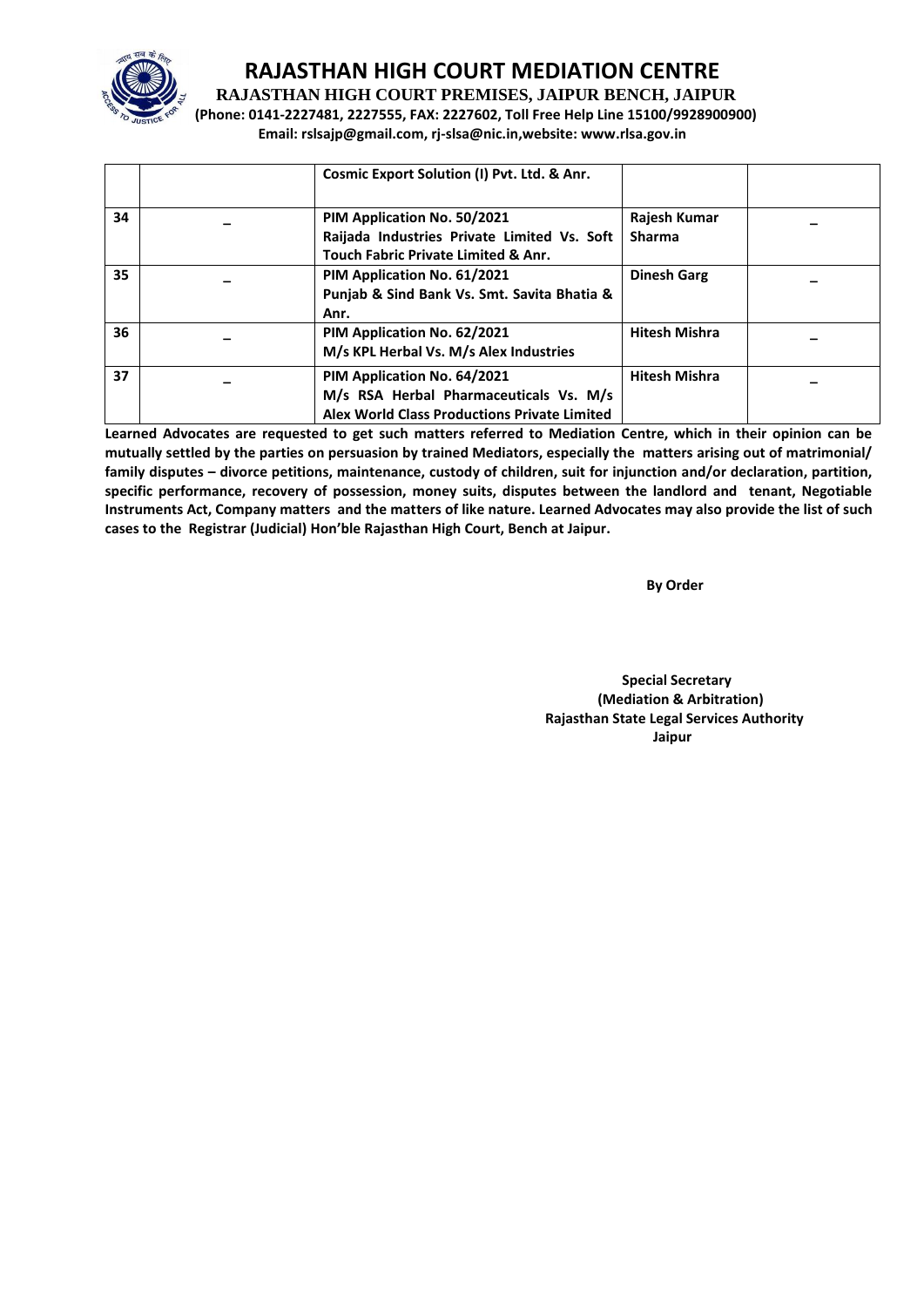# RAJASTHAN HIGH COURT MEDIATION CENTRE

**RAJASTHAN HIGH COURT PREMISES, JAIPUR BENCH, JAIPUR**

**(Phone: 0141-2227481, 2227555, FAX: 2227602, Toll Free Help Line 15100/9928900900)**

**Email: rslsajp@gmail.com, rj-slsa@nic.in,website: www.rlsa.gov.in**

| | | | | |
|---|---|---|---|---|
| | | **Cosmic Export Solution (I) Pvt. Ltd. & Anr.** | | |
| **34** | – | **PIM Application No. 50/2021** **Raijada Industries Private Limited Vs. Soft Touch Fabric Private Limited & Anr.** | **Rajesh Kumar Sharma** | – |
| **35** | – | **PIM Application No. 61/2021** **Punjab & Sind Bank Vs. Smt. Savita Bhatia & Anr.** | **Dinesh Garg** | – |
| **36** | – | **PIM Application No. 62/2021** **M/s KPL Herbal Vs. M/s Alex Industries** | **Hitesh Mishra** | – |
| **37** | – | **PIM Application No. 64/2021** **M/s RSA Herbal Pharmaceuticals Vs. M/s Alex World Class Productions Private Limited** | **Hitesh Mishra** | – |

**Learned Advocates are requested to get such matters referred to Mediation Centre, which in their opinion can be mutually settled by the parties on persuasion by trained Mediators, especially the matters arising out of matrimonial/ family disputes – divorce petitions, maintenance, custody of children, suit for injunction and/or declaration, partition, specific performance, recovery of possession, money suits, disputes between the landlord and tenant, Negotiable Instruments Act, Company matters and the matters of like nature. Learned Advocates may also provide the list of such cases to the Registrar (Judicial) Hon'ble Rajasthan High Court, Bench at Jaipur.**

**By Order**

**Special Secretary**
**(Mediation & Arbitration)**
**Rajasthan State Legal Services Authority**
**Jaipur**